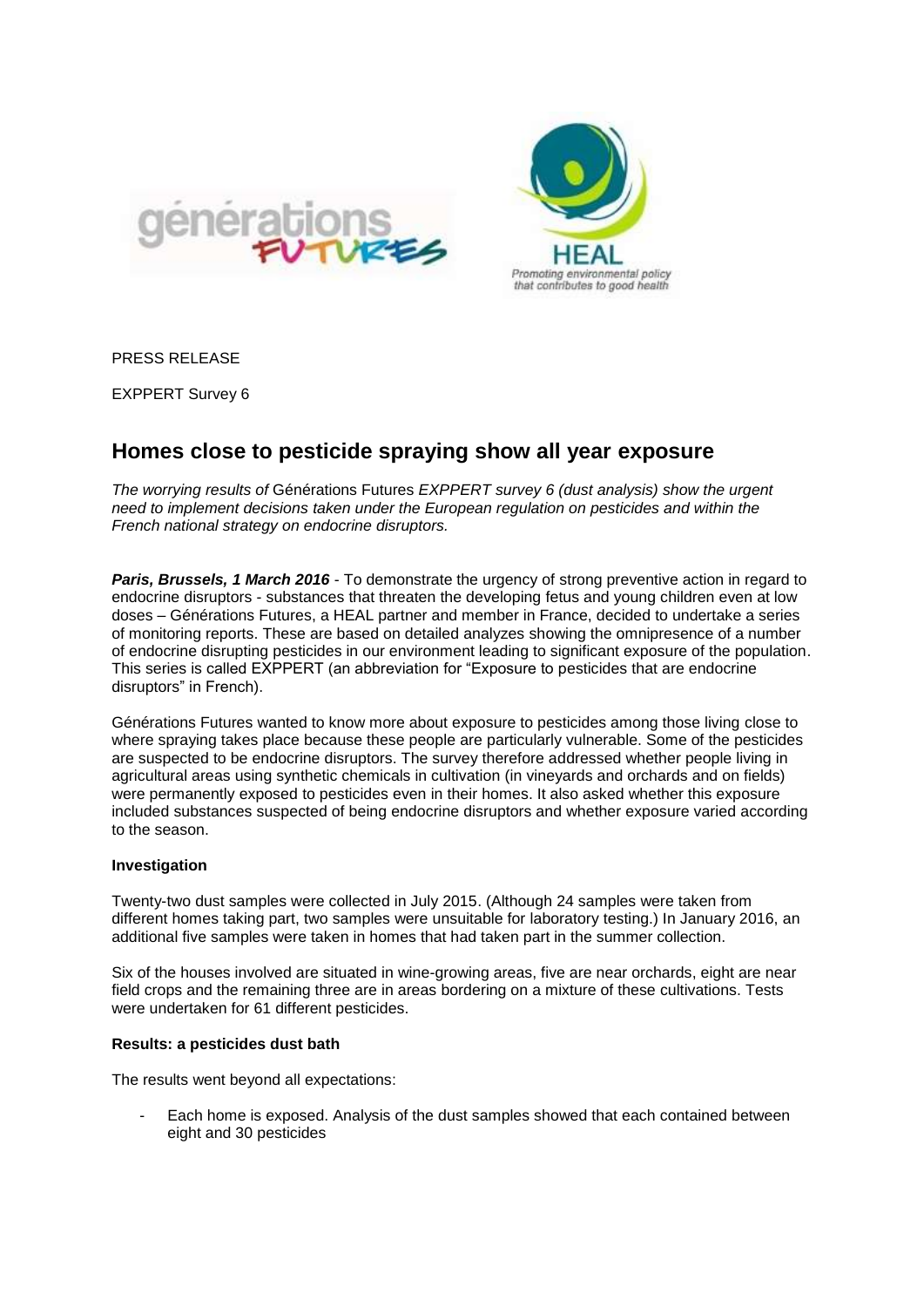PRESS RELEASE

EXPPERT Survey 6

# Homes close to pesticide spraying show all year exposure

*The worrying results of* Générations Futures *EXPPERT survey 6 (dust analysis) show the urgent need to implement decisions taken under the European regulation on pesticides and within the French national strategy on endocrine disruptors.*

***Paris, Brussels, 1 March 2016*** - To demonstrate the urgency of strong preventive action in regard to endocrine disruptors - substances that threaten the developing fetus and young children even at low doses – Générations Futures, a HEAL partner and member in France, decided to undertake a series of monitoring reports. These are based on detailed analyzes showing the omnipresence of a number of endocrine disrupting pesticides in our environment leading to significant exposure of the population. This series is called EXPPERT (an abbreviation for "Exposure to pesticides that are endocrine disruptors" in French).

Générations Futures wanted to know more about exposure to pesticides among those living close to where spraying takes place because these people are particularly vulnerable. Some of the pesticides are suspected to be endocrine disruptors. The survey therefore addressed whether people living in agricultural areas using synthetic chemicals in cultivation (in vineyards and orchards and on fields) were permanently exposed to pesticides even in their homes. It also asked whether this exposure included substances suspected of being endocrine disruptors and whether exposure varied according to the season.

**Investigation**

Twenty-two dust samples were collected in July 2015. (Although 24 samples were taken from different homes taking part, two samples were unsuitable for laboratory testing.) In January 2016, an additional five samples were taken in homes that had taken part in the summer collection.

Six of the houses involved are situated in wine-growing areas, five are near orchards, eight are near field crops and the remaining three are in areas bordering on a mixture of these cultivations. Tests were undertaken for 61 different pesticides.

**Results: a pesticides dust bath**

The results went beyond all expectations:

- Each home is exposed. Analysis of the dust samples showed that each contained between eight and 30 pesticides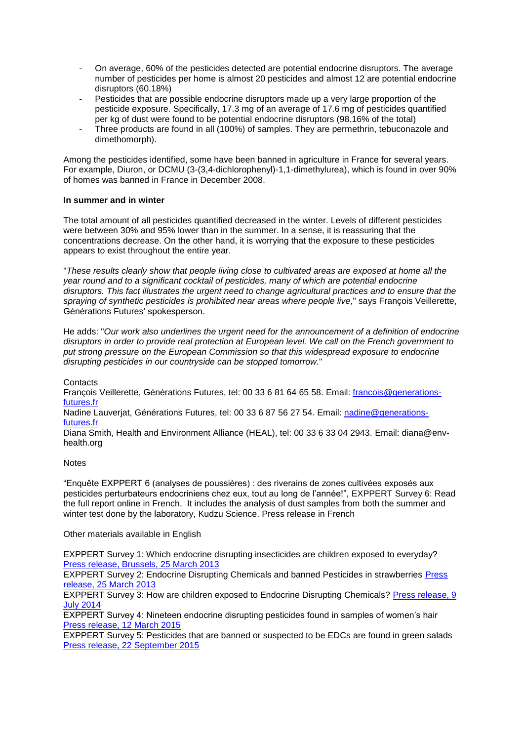- On average, 60% of the pesticides detected are potential endocrine disruptors. The average number of pesticides per home is almost 20 pesticides and almost 12 are potential endocrine disruptors (60.18%)
- Pesticides that are possible endocrine disruptors made up a very large proportion of the pesticide exposure. Specifically, 17.3 mg of an average of 17.6 mg of pesticides quantified per kg of dust were found to be potential endocrine disruptors (98.16% of the total)
- Three products are found in all (100%) of samples. They are permethrin, tebuconazole and dimethomorph).

Among the pesticides identified, some have been banned in agriculture in France for several years. For example, Diuron, or DCMU (3-(3,4-dichlorophenyl)-1,1-dimethylurea), which is found in over 90% of homes was banned in France in December 2008.

**In summer and in winter**

The total amount of all pesticides quantified decreased in the winter. Levels of different pesticides were between 30% and 95% lower than in the summer. In a sense, it is reassuring that the concentrations decrease. On the other hand, it is worrying that the exposure to these pesticides appears to exist throughout the entire year.

"*These results clearly show that people living close to cultivated areas are exposed at home all the year round and to a significant cocktail of pesticides, many of which are potential endocrine disruptors. This fact illustrates the urgent need to change agricultural practices and to ensure that the spraying of synthetic pesticides is prohibited near areas where people live*," says François Veillerette, Générations Futures' spokesperson.

He adds: "*Our work also underlines the urgent need for the announcement of a definition of endocrine disruptors in order to provide real protection at European level. We call on the French government to put strong pressure on the European Commission so that this widespread exposure to endocrine disrupting pesticides in our countryside can be stopped tomorrow.*"

Contacts

François Veillerette, Générations Futures, tel: 00 33 6 81 64 65 58. Email: francois@generations-futures.fr

Nadine Lauverjat, Générations Futures, tel: 00 33 6 87 56 27 54. Email: nadine@generations-futures.fr

Diana Smith, Health and Environment Alliance (HEAL), tel: 00 33 6 33 04 2943. Email: diana@env-health.org

Notes

"Enquête EXPPERT 6 (analyses de poussières) : des riverains de zones cultivées exposés aux pesticides perturbateurs endocriniens chez eux, tout au long de l'année!", EXPPERT Survey 6: Read the full report online in French. It includes the analysis of dust samples from both the summer and winter test done by the laboratory, Kudzu Science. Press release in French

Other materials available in English

EXPPERT Survey 1: Which endocrine disrupting insecticides are children exposed to everyday? Press release, Brussels, 25 March 2013

EXPPERT Survey 2: Endocrine Disrupting Chemicals and banned Pesticides in strawberries Press release, 25 March 2013

EXPPERT Survey 3: How are children exposed to Endocrine Disrupting Chemicals? Press release, 9 July 2014

EXPPERT Survey 4: Nineteen endocrine disrupting pesticides found in samples of women's hair Press release, 12 March 2015

EXPPERT Survey 5: Pesticides that are banned or suspected to be EDCs are found in green salads Press release, 22 September 2015